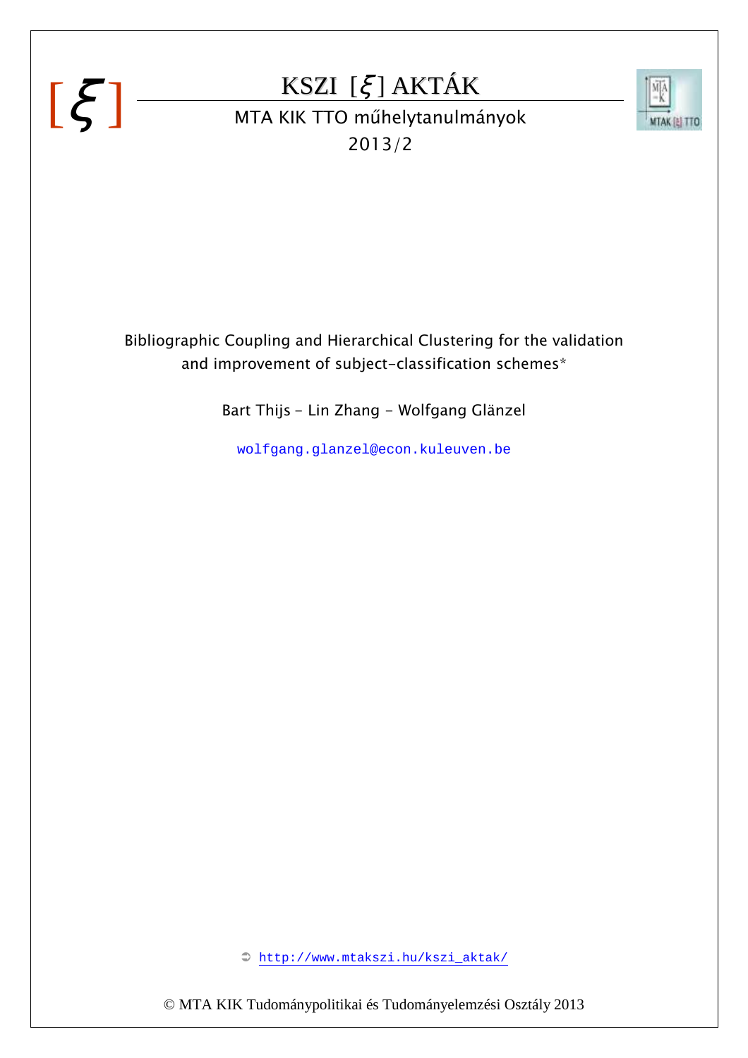[ξ]

# KSZI [ξ] AKTÁK

MTA KIK TTO műhelytanulmányok

2013/2

## Bibliographic Coupling and Hierarchical Clustering for the validation and improvement of subject-classification schemes*

Bart Thijs – Lin Zhang – Wolfgang Glänzel

wolfgang.glanzel@econ.kuleuven.be

➲ http://www.mtakszi.hu/kszi_aktak/

© MTA KIK Tudománypolitikai és Tudományelemzési Osztály 2013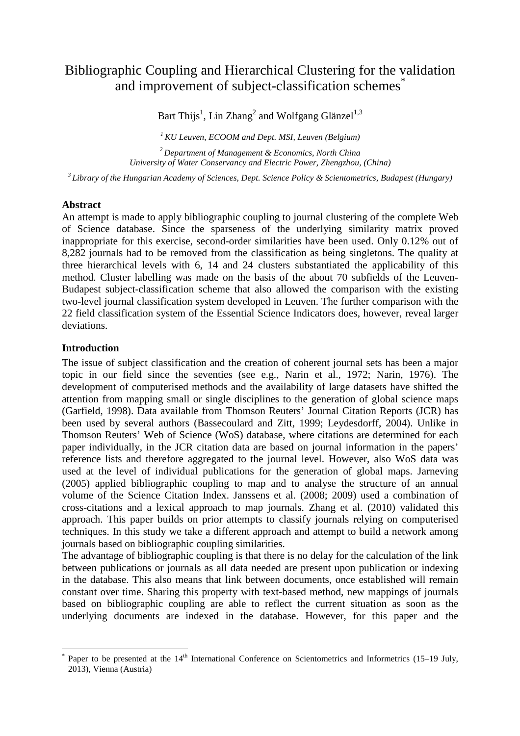# Bibliographic Coupling and Hierarchical Clustering for the validation and improvement of subject-classification schemes*

Bart Thijs[1], Lin Zhang[2] and Wolfgang Glänzel[1,3]

[1] *KU Leuven, ECOOM and Dept. MSI, Leuven (Belgium)*

[2] *Department of Management & Economics, North China University of Water Conservancy and Electric Power, Zhengzhou, (China)*

[3] *Library of the Hungarian Academy of Sciences, Dept. Science Policy & Scientometrics, Budapest (Hungary)*

## Abstract

An attempt is made to apply bibliographic coupling to journal clustering of the complete Web of Science database. Since the sparseness of the underlying similarity matrix proved inappropriate for this exercise, second-order similarities have been used. Only 0.12% out of 8,282 journals had to be removed from the classification as being singletons. The quality at three hierarchical levels with 6, 14 and 24 clusters substantiated the applicability of this method. Cluster labelling was made on the basis of the about 70 subfields of the Leuven-Budapest subject-classification scheme that also allowed the comparison with the existing two-level journal classification system developed in Leuven. The further comparison with the 22 field classification system of the Essential Science Indicators does, however, reveal larger deviations.

## Introduction

The issue of subject classification and the creation of coherent journal sets has been a major topic in our field since the seventies (see e.g., Narin et al., 1972; Narin, 1976). The development of computerised methods and the availability of large datasets have shifted the attention from mapping small or single disciplines to the generation of global science maps (Garfield, 1998). Data available from Thomson Reuters' Journal Citation Reports (JCR) has been used by several authors (Bassecoulard and Zitt, 1999; Leydesdorff, 2004). Unlike in Thomson Reuters' Web of Science (WoS) database, where citations are determined for each paper individually, in the JCR citation data are based on journal information in the papers' reference lists and therefore aggregated to the journal level. However, also WoS data was used at the level of individual publications for the generation of global maps. Jarneving (2005) applied bibliographic coupling to map and to analyse the structure of an annual volume of the Science Citation Index. Janssens et al. (2008; 2009) used a combination of cross-citations and a lexical approach to map journals. Zhang et al. (2010) validated this approach. This paper builds on prior attempts to classify journals relying on computerised techniques. In this study we take a different approach and attempt to build a network among journals based on bibliographic coupling similarities.

The advantage of bibliographic coupling is that there is no delay for the calculation of the link between publications or journals as all data needed are present upon publication or indexing in the database. This also means that link between documents, once established will remain constant over time. Sharing this property with text-based method, new mappings of journals based on bibliographic coupling are able to reflect the current situation as soon as the underlying documents are indexed in the database. However, for this paper and the

---

* Paper to be presented at the 14th International Conference on Scientometrics and Informetrics (15–19 July, 2013), Vienna (Austria)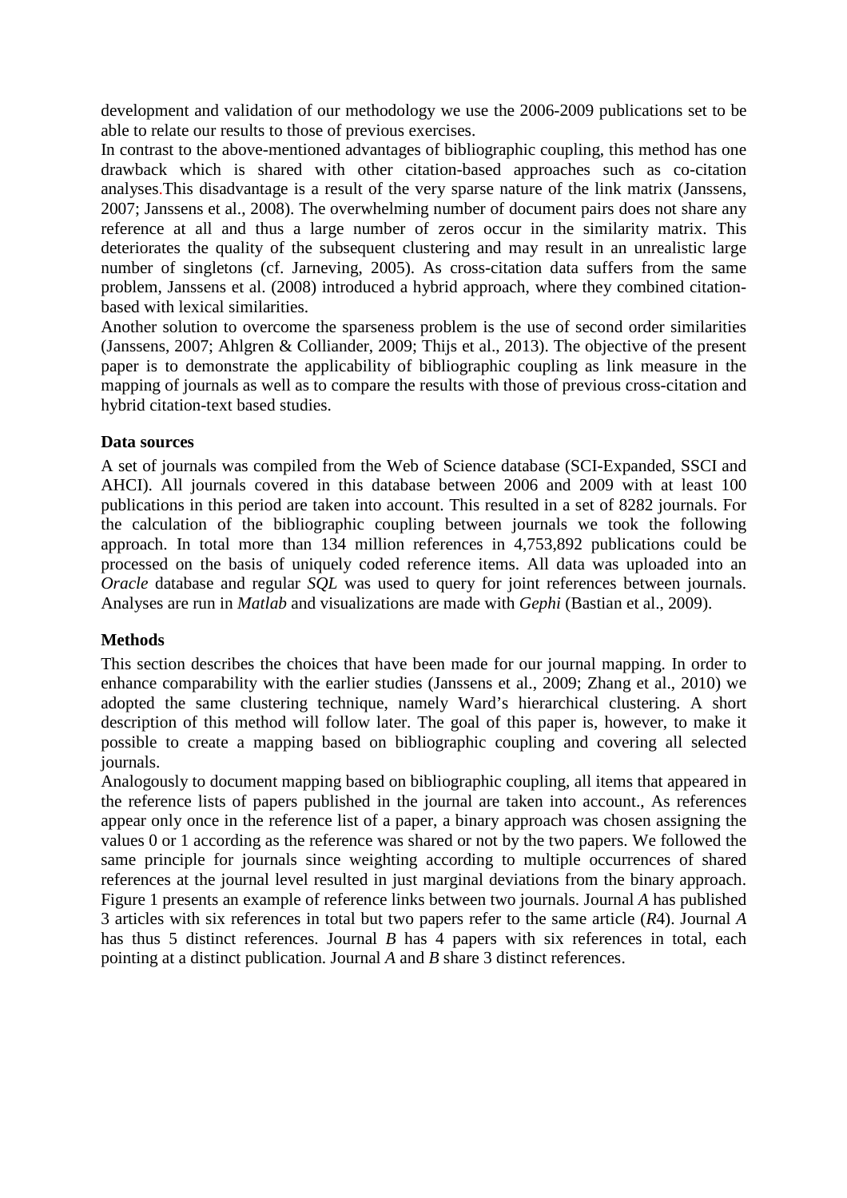development and validation of our methodology we use the 2006-2009 publications set to be able to relate our results to those of previous exercises.

In contrast to the above-mentioned advantages of bibliographic coupling, this method has one drawback which is shared with other citation-based approaches such as co-citation analyses.This disadvantage is a result of the very sparse nature of the link matrix (Janssens, 2007; Janssens et al., 2008). The overwhelming number of document pairs does not share any reference at all and thus a large number of zeros occur in the similarity matrix. This deteriorates the quality of the subsequent clustering and may result in an unrealistic large number of singletons (cf. Jarneving, 2005). As cross-citation data suffers from the same problem, Janssens et al. (2008) introduced a hybrid approach, where they combined citation-based with lexical similarities.

Another solution to overcome the sparseness problem is the use of second order similarities (Janssens, 2007; Ahlgren & Colliander, 2009; Thijs et al., 2013). The objective of the present paper is to demonstrate the applicability of bibliographic coupling as link measure in the mapping of journals as well as to compare the results with those of previous cross-citation and hybrid citation-text based studies.

**Data sources**

A set of journals was compiled from the Web of Science database (SCI-Expanded, SSCI and AHCI). All journals covered in this database between 2006 and 2009 with at least 100 publications in this period are taken into account. This resulted in a set of 8282 journals. For the calculation of the bibliographic coupling between journals we took the following approach. In total more than 134 million references in 4,753,892 publications could be processed on the basis of uniquely coded reference items. All data was uploaded into an *Oracle* database and regular *SQL* was used to query for joint references between journals. Analyses are run in *Matlab* and visualizations are made with *Gephi* (Bastian et al., 2009).

**Methods**

This section describes the choices that have been made for our journal mapping. In order to enhance comparability with the earlier studies (Janssens et al., 2009; Zhang et al., 2010) we adopted the same clustering technique, namely Ward's hierarchical clustering. A short description of this method will follow later. The goal of this paper is, however, to make it possible to create a mapping based on bibliographic coupling and covering all selected journals.

Analogously to document mapping based on bibliographic coupling, all items that appeared in the reference lists of papers published in the journal are taken into account., As references appear only once in the reference list of a paper, a binary approach was chosen assigning the values 0 or 1 according as the reference was shared or not by the two papers. We followed the same principle for journals since weighting according to multiple occurrences of shared references at the journal level resulted in just marginal deviations from the binary approach. Figure 1 presents an example of reference links between two journals. Journal *A* has published 3 articles with six references in total but two papers refer to the same article (*R*4). Journal *A* has thus 5 distinct references. Journal *B* has 4 papers with six references in total, each pointing at a distinct publication. Journal *A* and *B* share 3 distinct references.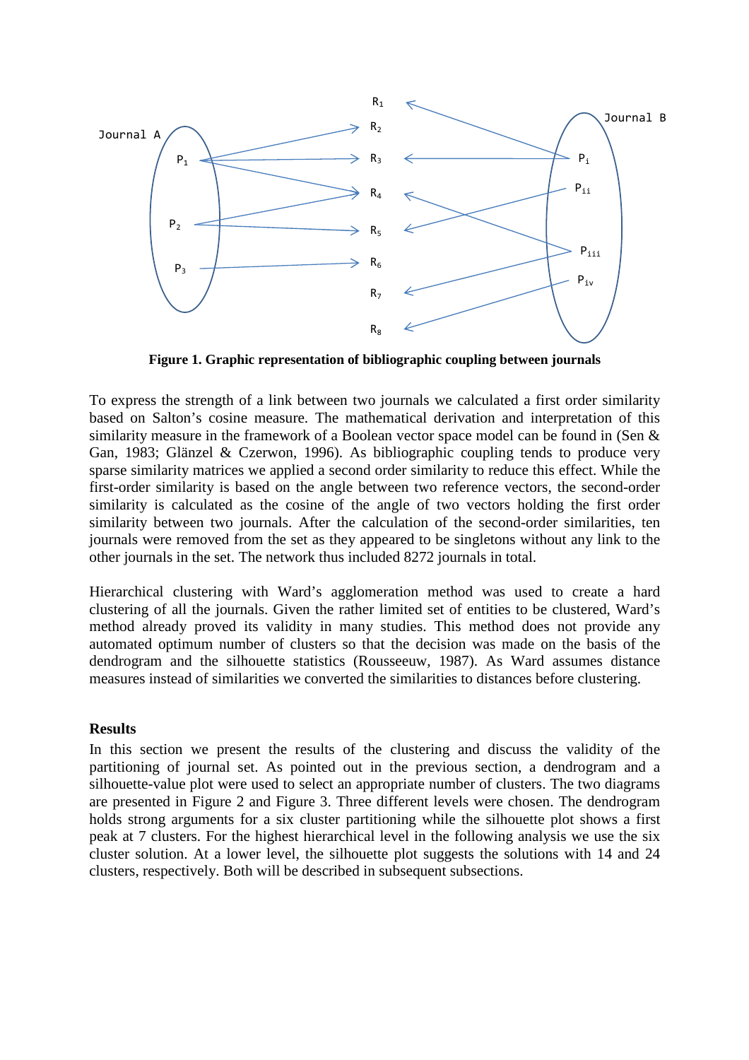**Figure 1. Graphic representation of bibliographic coupling between journals**

To express the strength of a link between two journals we calculated a first order similarity based on Salton's cosine measure. The mathematical derivation and interpretation of this similarity measure in the framework of a Boolean vector space model can be found in (Sen & Gan, 1983; Glänzel & Czerwon, 1996). As bibliographic coupling tends to produce very sparse similarity matrices we applied a second order similarity to reduce this effect. While the first-order similarity is based on the angle between two reference vectors, the second-order similarity is calculated as the cosine of the angle of two vectors holding the first order similarity between two journals. After the calculation of the second-order similarities, ten journals were removed from the set as they appeared to be singletons without any link to the other journals in the set. The network thus included 8272 journals in total.

Hierarchical clustering with Ward's agglomeration method was used to create a hard clustering of all the journals. Given the rather limited set of entities to be clustered, Ward's method already proved its validity in many studies. This method does not provide any automated optimum number of clusters so that the decision was made on the basis of the dendrogram and the silhouette statistics (Rousseeuw, 1987). As Ward assumes distance measures instead of similarities we converted the similarities to distances before clustering.

## Results

In this section we present the results of the clustering and discuss the validity of the partitioning of journal set. As pointed out in the previous section, a dendrogram and a silhouette-value plot were used to select an appropriate number of clusters. The two diagrams are presented in Figure 2 and Figure 3. Three different levels were chosen. The dendrogram holds strong arguments for a six cluster partitioning while the silhouette plot shows a first peak at 7 clusters. For the highest hierarchical level in the following analysis we use the six cluster solution. At a lower level, the silhouette plot suggests the solutions with 14 and 24 clusters, respectively. Both will be described in subsequent subsections.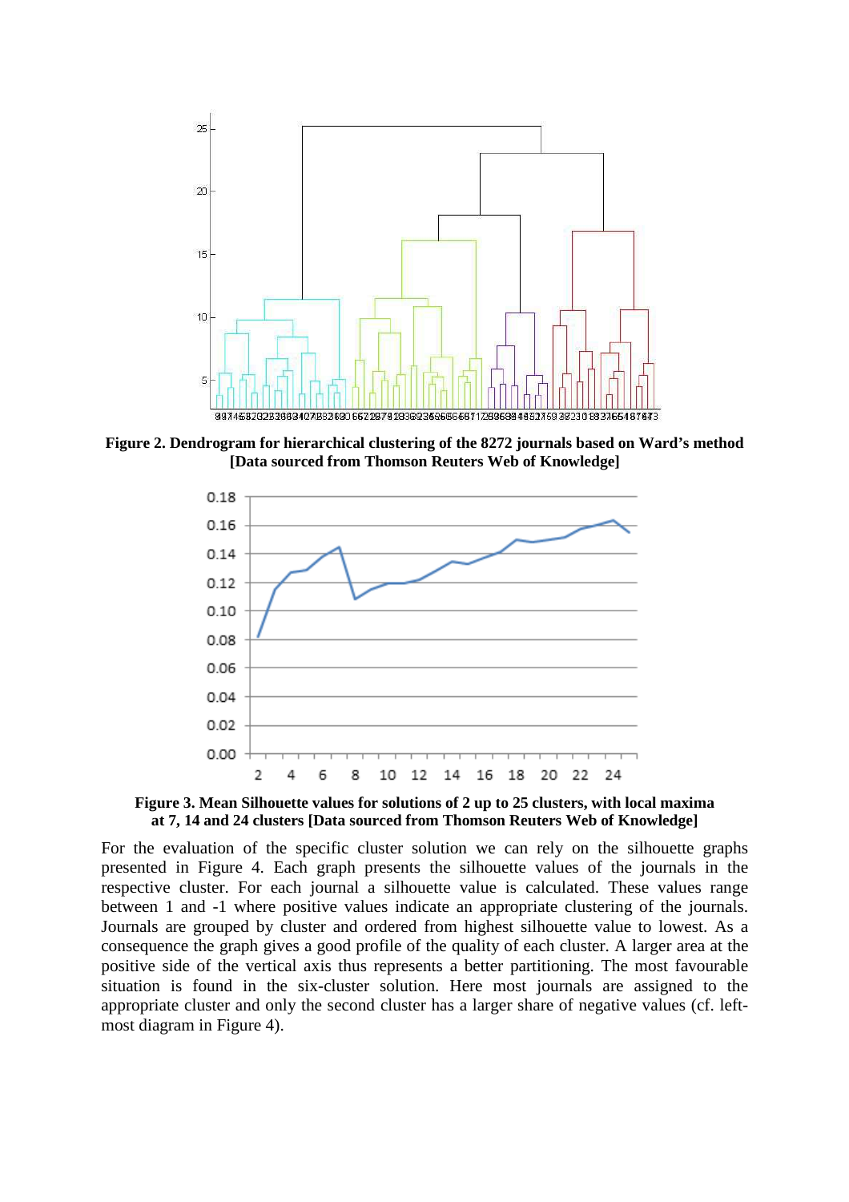**Figure 2. Dendrogram for hierarchical clustering of the 8272 journals based on Ward's method [Data sourced from Thomson Reuters Web of Knowledge]**

**Figure 3. Mean Silhouette values for solutions of 2 up to 25 clusters, with local maxima at 7, 14 and 24 clusters [Data sourced from Thomson Reuters Web of Knowledge]**

For the evaluation of the specific cluster solution we can rely on the silhouette graphs presented in Figure 4. Each graph presents the silhouette values of the journals in the respective cluster. For each journal a silhouette value is calculated. These values range between 1 and -1 where positive values indicate an appropriate clustering of the journals. Journals are grouped by cluster and ordered from highest silhouette value to lowest. As a consequence the graph gives a good profile of the quality of each cluster. A larger area at the positive side of the vertical axis thus represents a better partitioning. The most favourable situation is found in the six-cluster solution. Here most journals are assigned to the appropriate cluster and only the second cluster has a larger share of negative values (cf. left-most diagram in Figure 4).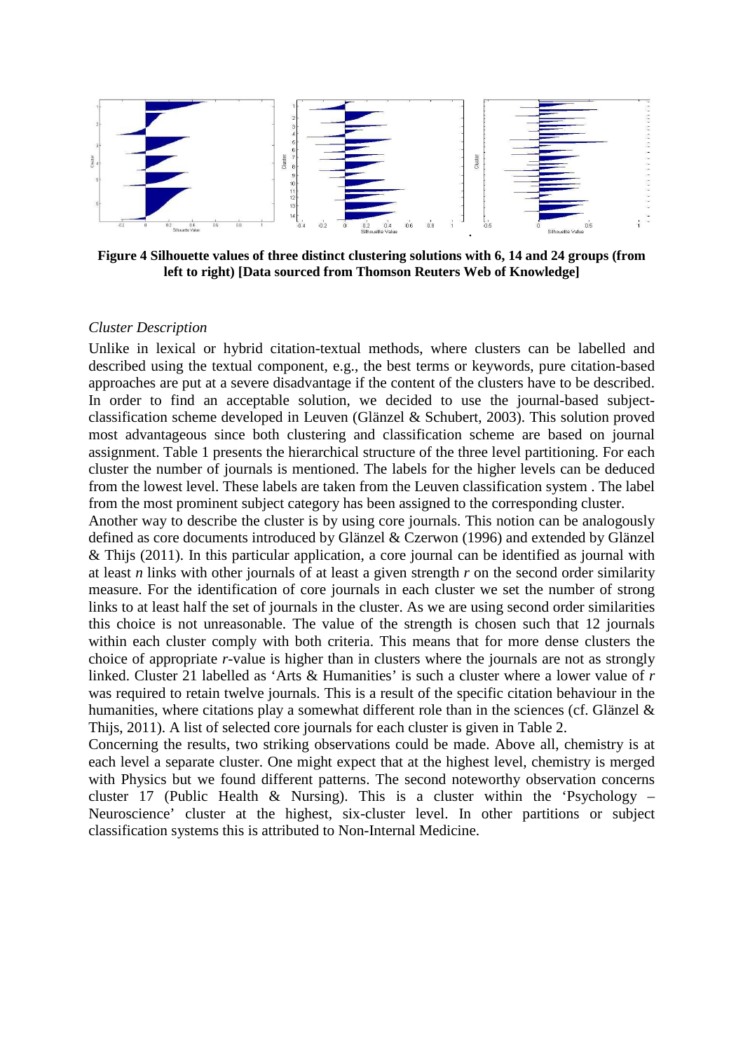**Figure 4 Silhouette values of three distinct clustering solutions with 6, 14 and 24 groups (from left to right) [Data sourced from Thomson Reuters Web of Knowledge]**

*Cluster Description*

Unlike in lexical or hybrid citation-textual methods, where clusters can be labelled and described using the textual component, e.g., the best terms or keywords, pure citation-based approaches are put at a severe disadvantage if the content of the clusters have to be described. In order to find an acceptable solution, we decided to use the journal-based subject-classification scheme developed in Leuven (Glänzel & Schubert, 2003). This solution proved most advantageous since both clustering and classification scheme are based on journal assignment. Table 1 presents the hierarchical structure of the three level partitioning. For each cluster the number of journals is mentioned. The labels for the higher levels can be deduced from the lowest level. These labels are taken from the Leuven classification system . The label from the most prominent subject category has been assigned to the corresponding cluster.

Another way to describe the cluster is by using core journals. This notion can be analogously defined as core documents introduced by Glänzel & Czerwon (1996) and extended by Glänzel & Thijs (2011). In this particular application, a core journal can be identified as journal with at least *n* links with other journals of at least a given strength *r* on the second order similarity measure. For the identification of core journals in each cluster we set the number of strong links to at least half the set of journals in the cluster. As we are using second order similarities this choice is not unreasonable. The value of the strength is chosen such that 12 journals within each cluster comply with both criteria. This means that for more dense clusters the choice of appropriate *r*-value is higher than in clusters where the journals are not as strongly linked. Cluster 21 labelled as 'Arts & Humanities' is such a cluster where a lower value of *r* was required to retain twelve journals. This is a result of the specific citation behaviour in the humanities, where citations play a somewhat different role than in the sciences (cf. Glänzel & Thijs, 2011). A list of selected core journals for each cluster is given in Table 2.

Concerning the results, two striking observations could be made. Above all, chemistry is at each level a separate cluster. One might expect that at the highest level, chemistry is merged with Physics but we found different patterns. The second noteworthy observation concerns cluster 17 (Public Health & Nursing). This is a cluster within the 'Psychology – Neuroscience' cluster at the highest, six-cluster level. In other partitions or subject classification systems this is attributed to Non-Internal Medicine.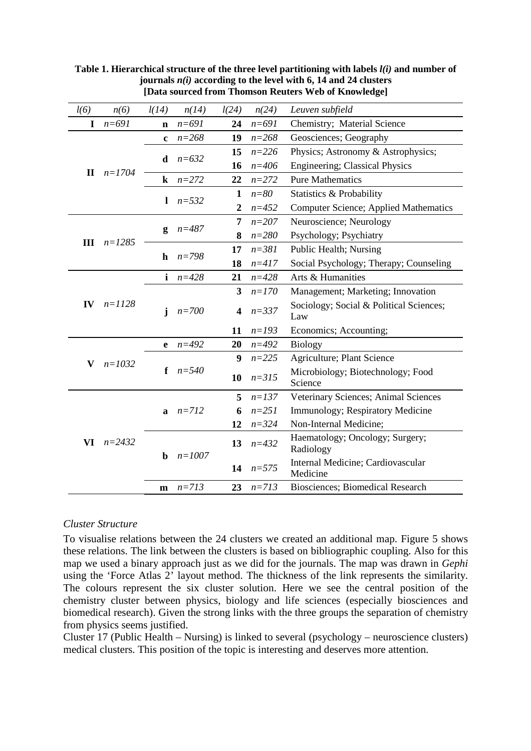**Table 1. Hierarchical structure of the three level partitioning with labels *l(i)* and number of journals *n(i)* according to the level with 6, 14 and 24 clusters [Data sourced from Thomson Reuters Web of Knowledge]**

| *l(6)* | *n(6)* | *l(14)* | *n(14)* | *l(24)* | *n(24)* | *Leuven subfield* |
|---|---|---|---|---|---|---|
| **I** | *n=691* | **n** | *n=691* | **24** | *n=691* | Chemistry; Material Science |
| **II** | *n=1704* | **c** | *n=268* | **19** | *n=268* | Geosciences; Geography |
| | | **d** | *n=632* | **15** | *n=226* | Physics; Astronomy & Astrophysics; |
| | | | | **16** | *n=406* | Engineering; Classical Physics |
| | | **k** | *n=272* | **22** | *n=272* | Pure Mathematics |
| | | **l** | *n=532* | **1** | *n=80* | Statistics & Probability |
| | | | | **2** | *n=452* | Computer Science; Applied Mathematics |
| **III** | *n=1285* | **g** | *n=487* | **7** | *n=207* | Neuroscience; Neurology |
| | | | | **8** | *n=280* | Psychology; Psychiatry |
| | | **h** | *n=798* | **17** | *n=381* | Public Health; Nursing |
| | | | | **18** | *n=417* | Social Psychology; Therapy; Counseling |
| **IV** | *n=1128* | **i** | *n=428* | **21** | *n=428* | Arts & Humanities |
| | | **j** | *n=700* | **3** | *n=170* | Management; Marketing; Innovation |
| | | | | **4** | *n=337* | Sociology; Social & Political Sciences; Law |
| | | | | **11** | *n=193* | Economics; Accounting; |
| **V** | *n=1032* | **e** | *n=492* | **20** | *n=492* | Biology |
| | | **f** | *n=540* | **9** | *n=225* | Agriculture; Plant Science |
| | | | | **10** | *n=315* | Microbiology; Biotechnology; Food Science |
| **VI** | *n=2432* | **a** | *n=712* | **5** | *n=137* | Veterinary Sciences; Animal Sciences |
| | | | | **6** | *n=251* | Immunology; Respiratory Medicine |
| | | | | **12** | *n=324* | Non-Internal Medicine; |
| | | **b** | *n=1007* | **13** | *n=432* | Haematology; Oncology; Surgery; Radiology |
| | | | | **14** | *n=575* | Internal Medicine; Cardiovascular Medicine |
| | | **m** | *n=713* | **23** | *n=713* | Biosciences; Biomedical Research |

*Cluster Structure*

To visualise relations between the 24 clusters we created an additional map. Figure 5 shows these relations. The link between the clusters is based on bibliographic coupling. Also for this map we used a binary approach just as we did for the journals. The map was drawn in *Gephi* using the 'Force Atlas 2' layout method. The thickness of the link represents the similarity. The colours represent the six cluster solution. Here we see the central position of the chemistry cluster between physics, biology and life sciences (especially biosciences and biomedical research). Given the strong links with the three groups the separation of chemistry from physics seems justified.

Cluster 17 (Public Health – Nursing) is linked to several (psychology – neuroscience clusters) medical clusters. This position of the topic is interesting and deserves more attention.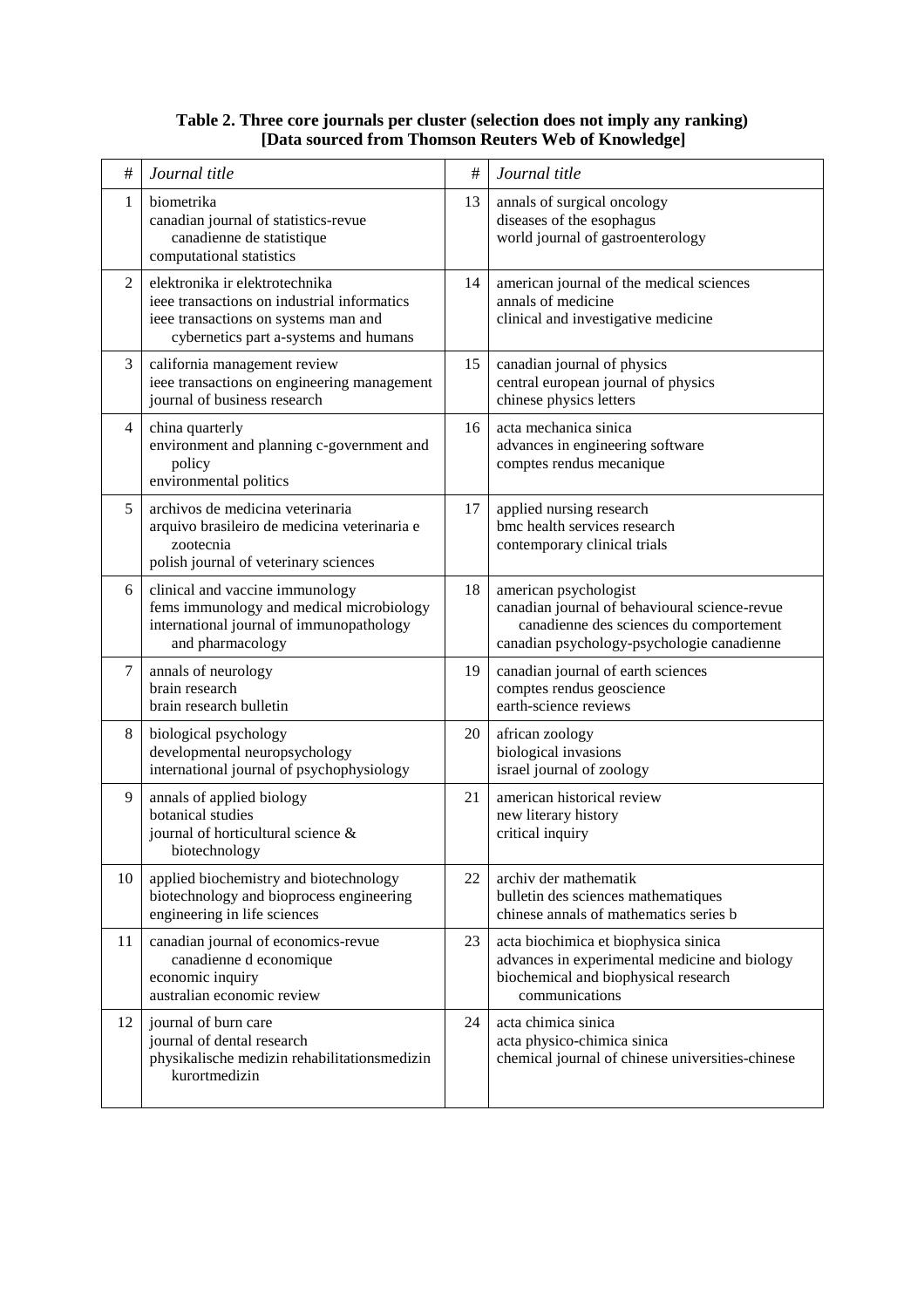**Table 2. Three core journals per cluster (selection does not imply any ranking) [Data sourced from Thomson Reuters Web of Knowledge]**

| # | *Journal title* | # | *Journal title* |
|---|---|---|---|
| 1 | biometrika<br>canadian journal of statistics-revue canadienne de statistique<br>computational statistics | 13 | annals of surgical oncology<br>diseases of the esophagus<br>world journal of gastroenterology |
| 2 | elektronika ir elektrotechnika<br>ieee transactions on industrial informatics<br>ieee transactions on systems man and cybernetics part a-systems and humans | 14 | american journal of the medical sciences<br>annals of medicine<br>clinical and investigative medicine |
| 3 | california management review<br>ieee transactions on engineering management<br>journal of business research | 15 | canadian journal of physics<br>central european journal of physics<br>chinese physics letters |
| 4 | china quarterly<br>environment and planning c-government and policy<br>environmental politics | 16 | acta mechanica sinica<br>advances in engineering software<br>comptes rendus mecanique |
| 5 | archivos de medicina veterinaria<br>arquivo brasileiro de medicina veterinaria e zootecnia<br>polish journal of veterinary sciences | 17 | applied nursing research<br>bmc health services research<br>contemporary clinical trials |
| 6 | clinical and vaccine immunology<br>fems immunology and medical microbiology<br>international journal of immunopathology and pharmacology | 18 | american psychologist<br>canadian journal of behavioural science-revue canadienne des sciences du comportement<br>canadian psychology-psychologie canadienne |
| 7 | annals of neurology<br>brain research<br>brain research bulletin | 19 | canadian journal of earth sciences<br>comptes rendus geoscience<br>earth-science reviews |
| 8 | biological psychology<br>developmental neuropsychology<br>international journal of psychophysiology | 20 | african zoology<br>biological invasions<br>israel journal of zoology |
| 9 | annals of applied biology<br>botanical studies<br>journal of horticultural science & biotechnology | 21 | american historical review<br>new literary history<br>critical inquiry |
| 10 | applied biochemistry and biotechnology<br>biotechnology and bioprocess engineering<br>engineering in life sciences | 22 | archiv der mathematik<br>bulletin des sciences mathematiques<br>chinese annals of mathematics series b |
| 11 | canadian journal of economics-revue canadienne d economique<br>economic inquiry<br>australian economic review | 23 | acta biochimica et biophysica sinica<br>advances in experimental medicine and biology<br>biochemical and biophysical research communications |
| 12 | journal of burn care<br>journal of dental research<br>physikalische medizin rehabilitationsmedizin kurortmedizin | 24 | acta chimica sinica<br>acta physico-chimica sinica<br>chemical journal of chinese universities-chinese |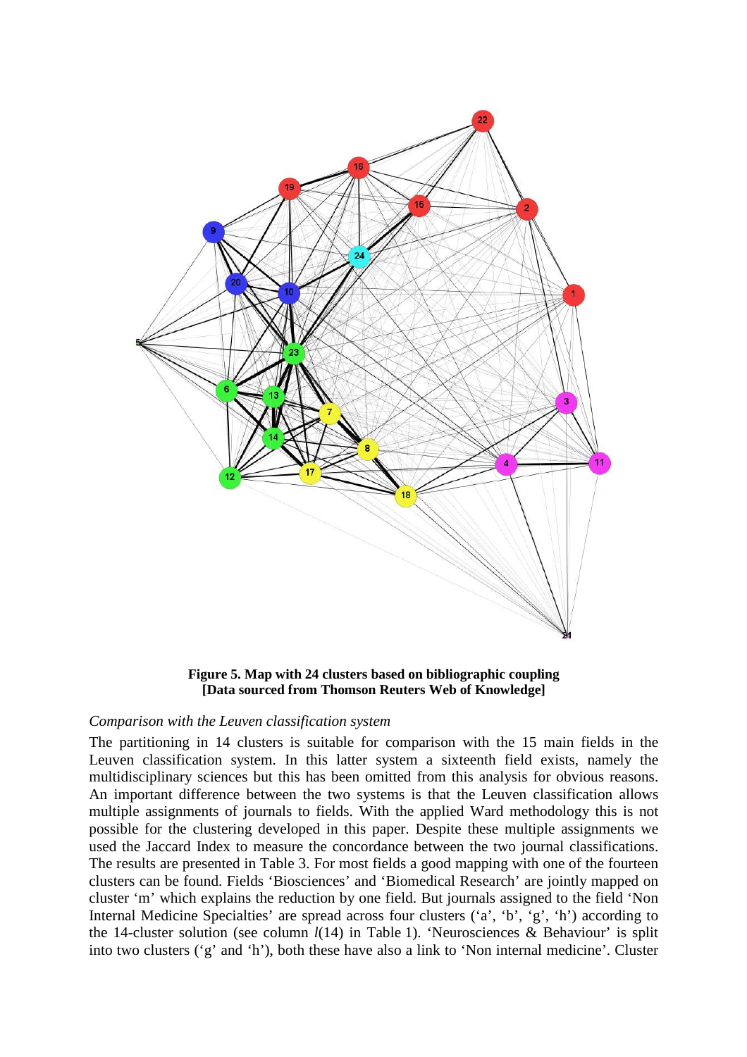**Figure 5. Map with 24 clusters based on bibliographic coupling [Data sourced from Thomson Reuters Web of Knowledge]**

*Comparison with the Leuven classification system*

The partitioning in 14 clusters is suitable for comparison with the 15 main fields in the Leuven classification system. In this latter system a sixteenth field exists, namely the multidisciplinary sciences but this has been omitted from this analysis for obvious reasons. An important difference between the two systems is that the Leuven classification allows multiple assignments of journals to fields. With the applied Ward methodology this is not possible for the clustering developed in this paper. Despite these multiple assignments we used the Jaccard Index to measure the concordance between the two journal classifications. The results are presented in Table 3. For most fields a good mapping with one of the fourteen clusters can be found. Fields 'Biosciences' and 'Biomedical Research' are jointly mapped on cluster 'm' which explains the reduction by one field. But journals assigned to the field 'Non Internal Medicine Specialties' are spread across four clusters ('a', 'b', 'g', 'h') according to the 14-cluster solution (see column *l*(14) in Table 1). 'Neurosciences & Behaviour' is split into two clusters ('g' and 'h'), both these have also a link to 'Non internal medicine'. Cluster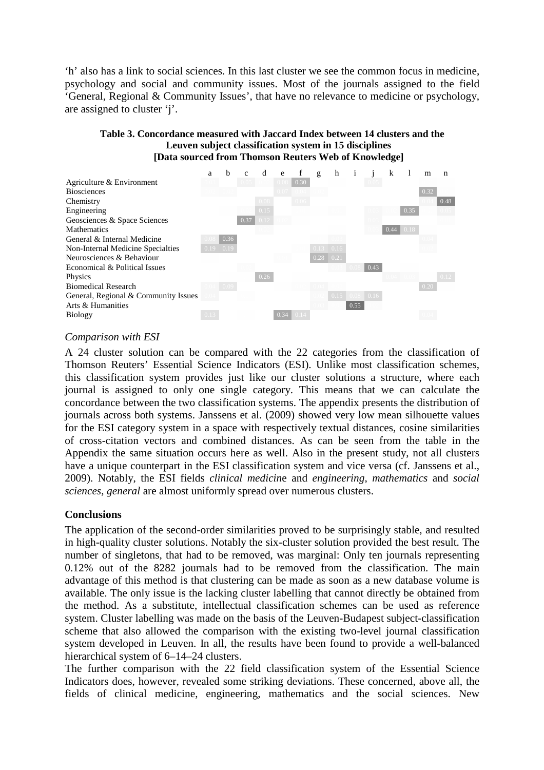'h' also has a link to social sciences. In this last cluster we see the common focus in medicine, psychology and social and community issues. Most of the journals assigned to the field 'General, Regional & Community Issues', that have no relevance to medicine or psychology, are assigned to cluster 'j'.

**Table 3. Concordance measured with Jaccard Index between 14 clusters and the Leuven subject classification system in 15 disciplines [Data sourced from Thomson Reuters Web of Knowledge]**

| | a | b | c | d | e | f | g | h | i | j | k | l | m | n |
|---|---|---|---|---|---|---|---|---|---|---|---|---|---|---|
| Agriculture & Environment | | | 0.03 | | 0.08 | 0.30 | | | | 0.05 | | | | |
| Biosciences | | | | | 0.07 | 0.04 | | | | | | | 0.32 | |
| Chemistry | | | | 0.08 | | 0.06 | | | | | | | | 0.48 |
| Engineering | | | | 0.15 | | | | | | | | 0.35 | | 0.05 |
| Geosciences & Space Sciences | | | 0.37 | 0.12 | | | | | | | | | | |
| Mathematics | | | | | | | | | | | 0.44 | 0.18 | | |
| General & Internal Medicine | 0.08 | 0.36 | | | | | | | | | | | | |
| Non-Internal Medicine Specialties | 0.19 | 0.19 | | | | | 0.13 | 0.16 | | | | | | |
| Neurosciences & Behaviour | | | | | | | 0.28 | 0.21 | | | | | | |
| Economical & Political Issues | | | | | | | | | 0.08 | 0.43 | | | | |
| Physics | | | | 0.26 | | | | | | | 0.04 | | | 0.12 |
| Biomedical Research | | 0.09 | | | | | | | | | | | 0.20 | |
| General, Regional & Community Issues | | | | | | | | 0.15 | 0.09 | 0.16 | | | | |
| Arts & Humanities | | | | | | | | | 0.55 | | | | | |
| Biology | 0.13 | | | | 0.34 | 0.14 | | | | | | | | |

*Comparison with ESI*

A 24 cluster solution can be compared with the 22 categories from the classification of Thomson Reuters' Essential Science Indicators (ESI). Unlike most classification schemes, this classification system provides just like our cluster solutions a structure, where each journal is assigned to only one single category. This means that we can calculate the concordance between the two classification systems. The appendix presents the distribution of journals across both systems. Janssens et al. (2009) showed very low mean silhouette values for the ESI category system in a space with respectively textual distances, cosine similarities of cross-citation vectors and combined distances. As can be seen from the table in the Appendix the same situation occurs here as well. Also in the present study, not all clusters have a unique counterpart in the ESI classification system and vice versa (cf. Janssens et al., 2009). Notably, the ESI fields *clinical medicin*e and *engineering*, *mathematics* and *social sciences, general* are almost uniformly spread over numerous clusters.

**Conclusions**

The application of the second-order similarities proved to be surprisingly stable, and resulted in high-quality cluster solutions. Notably the six-cluster solution provided the best result. The number of singletons, that had to be removed, was marginal: Only ten journals representing 0.12% out of the 8282 journals had to be removed from the classification. The main advantage of this method is that clustering can be made as soon as a new database volume is available. The only issue is the lacking cluster labelling that cannot directly be obtained from the method. As a substitute, intellectual classification schemes can be used as reference system. Cluster labelling was made on the basis of the Leuven-Budapest subject-classification scheme that also allowed the comparison with the existing two-level journal classification system developed in Leuven. In all, the results have been found to provide a well-balanced hierarchical system of 6–14–24 clusters.

The further comparison with the 22 field classification system of the Essential Science Indicators does, however, revealed some striking deviations. These concerned, above all, the fields of clinical medicine, engineering, mathematics and the social sciences. New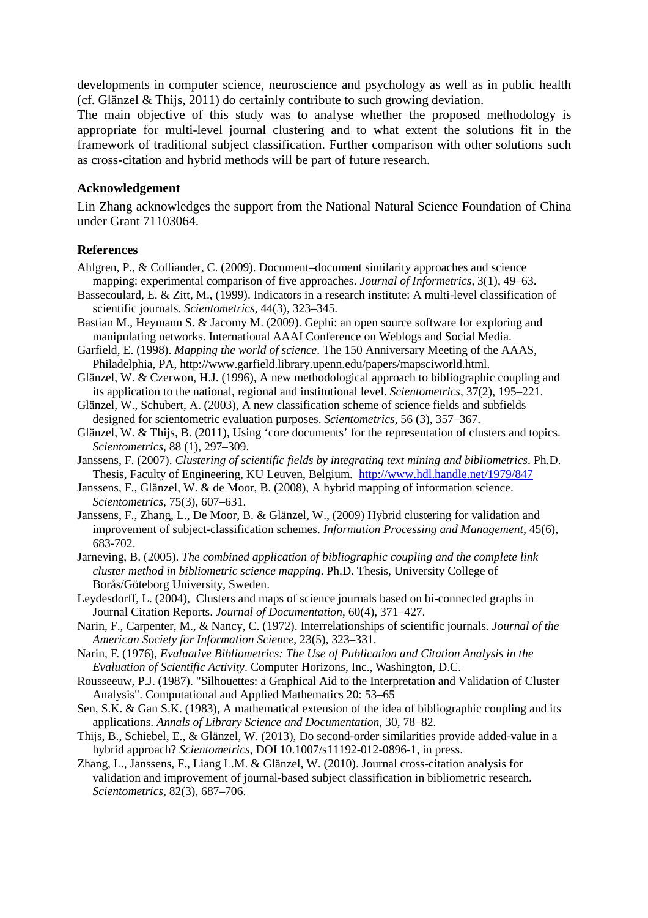developments in computer science, neuroscience and psychology as well as in public health (cf. Glänzel & Thijs, 2011) do certainly contribute to such growing deviation.

The main objective of this study was to analyse whether the proposed methodology is appropriate for multi-level journal clustering and to what extent the solutions fit in the framework of traditional subject classification. Further comparison with other solutions such as cross-citation and hybrid methods will be part of future research.

## Acknowledgement

Lin Zhang acknowledges the support from the National Natural Science Foundation of China under Grant 71103064.

## References

Ahlgren, P., & Colliander, C. (2009). Document–document similarity approaches and science mapping: experimental comparison of five approaches. *Journal of Informetrics*, 3(1), 49–63.

Bassecoulard, E. & Zitt, M., (1999). Indicators in a research institute: A multi-level classification of scientific journals. *Scientometrics*, 44(3), 323–345.

Bastian M., Heymann S. & Jacomy M. (2009). Gephi: an open source software for exploring and manipulating networks. International AAAI Conference on Weblogs and Social Media.

Garfield, E. (1998). *Mapping the world of science*. The 150 Anniversary Meeting of the AAAS, Philadelphia, PA, http://www.garfield.library.upenn.edu/papers/mapsciworld.html.

Glänzel, W. & Czerwon, H.J. (1996), A new methodological approach to bibliographic coupling and its application to the national, regional and institutional level. *Scientometrics*, 37(2), 195–221.

Glänzel, W., Schubert, A. (2003), A new classification scheme of science fields and subfields designed for scientometric evaluation purposes. *Scientometrics*, 56 (3), 357–367.

Glänzel, W. & Thijs, B. (2011), Using 'core documents' for the representation of clusters and topics. *Scientometrics*, 88 (1), 297–309.

Janssens, F. (2007). *Clustering of scientific fields by integrating text mining and bibliometrics*. Ph.D. Thesis, Faculty of Engineering, KU Leuven, Belgium. http://www.hdl.handle.net/1979/847

Janssens, F., Glänzel, W. & de Moor, B. (2008), A hybrid mapping of information science. *Scientometrics*, 75(3), 607–631.

Janssens, F., Zhang, L., De Moor, B. & Glänzel, W., (2009) Hybrid clustering for validation and improvement of subject-classification schemes. *Information Processing and Management*, 45(6), 683-702.

Jarneving, B. (2005). *The combined application of bibliographic coupling and the complete link cluster method in bibliometric science mapping*. Ph.D. Thesis, University College of Borås/Göteborg University, Sweden.

Leydesdorff, L. (2004), Clusters and maps of science journals based on bi-connected graphs in Journal Citation Reports. *Journal of Documentation*, 60(4), 371–427.

Narin, F., Carpenter, M., & Nancy, C. (1972). Interrelationships of scientific journals. *Journal of the American Society for Information Science*, 23(5), 323–331.

Narin, F. (1976), *Evaluative Bibliometrics: The Use of Publication and Citation Analysis in the Evaluation of Scientific Activity*. Computer Horizons, Inc., Washington, D.C.

Rousseeuw, P.J. (1987). "Silhouettes: a Graphical Aid to the Interpretation and Validation of Cluster Analysis". Computational and Applied Mathematics 20: 53–65

Sen, S.K. & Gan S.K. (1983), A mathematical extension of the idea of bibliographic coupling and its applications. *Annals of Library Science and Documentation*, 30, 78–82.

Thijs, B., Schiebel, E., & Glänzel, W. (2013), Do second-order similarities provide added-value in a hybrid approach? *Scientometrics*, DOI 10.1007/s11192-012-0896-1, in press.

Zhang, L., Janssens, F., Liang L.M. & Glänzel, W. (2010). Journal cross-citation analysis for validation and improvement of journal-based subject classification in bibliometric research. *Scientometrics*, 82(3), 687–706.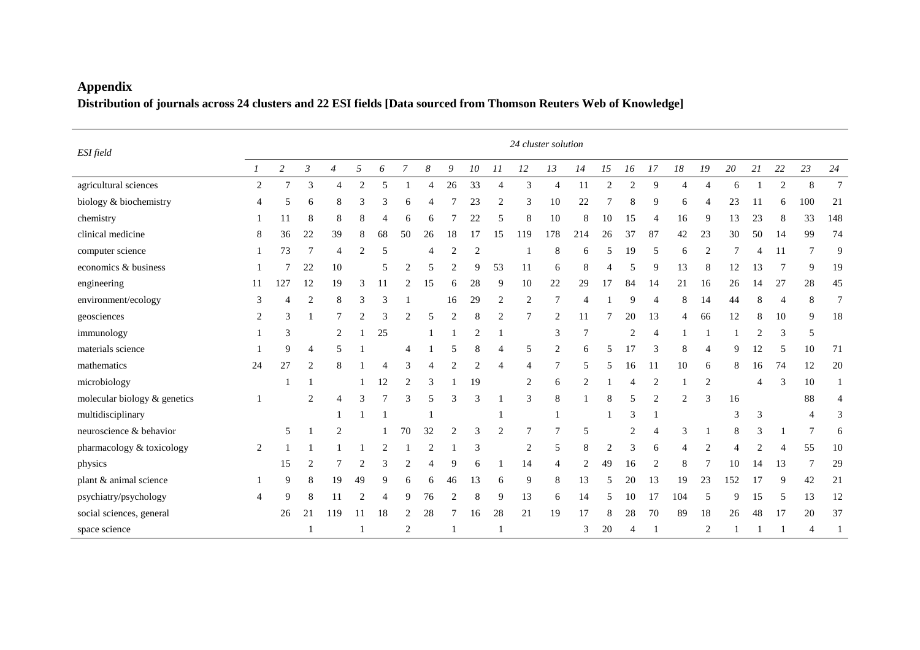## Appendix

**Distribution of journals across 24 clusters and 22 ESI fields [Data sourced from Thomson Reuters Web of Knowledge]**

| *ESI field* | *24 cluster solution* | | | | | | | | | | | | | | | | | | | | | | | |
|---|---|---|---|---|---|---|---|---|---|---|---|---|---|---|---|---|---|---|---|---|---|---|---|---|
| | *1* | *2* | *3* | *4* | *5* | *6* | *7* | *8* | *9* | *10* | *11* | *12* | *13* | *14* | *15* | *16* | *17* | *18* | *19* | *20* | *21* | *22* | *23* | *24* |
| agricultural sciences | 2 | 7 | 3 | 4 | 2 | 5 | 1 | 4 | 26 | 33 | 4 | 3 | 4 | 11 | 2 | 2 | 9 | 4 | 4 | 6 | 1 | 2 | 8 | 7 |
| biology & biochemistry | 4 | 5 | 6 | 8 | 3 | 3 | 6 | 4 | 7 | 23 | 2 | 3 | 10 | 22 | 7 | 8 | 9 | 6 | 4 | 23 | 11 | 6 | 100 | 21 |
| chemistry | 1 | 11 | 8 | 8 | 8 | 4 | 6 | 6 | 7 | 22 | 5 | 8 | 10 | 8 | 10 | 15 | 4 | 16 | 9 | 13 | 23 | 8 | 33 | 148 |
| clinical medicine | 8 | 36 | 22 | 39 | 8 | 68 | 50 | 26 | 18 | 17 | 15 | 119 | 178 | 214 | 26 | 37 | 87 | 42 | 23 | 30 | 50 | 14 | 99 | 74 |
| computer science | 1 | 73 | 7 | 4 | 2 | 5 | | 4 | 2 | 2 | | 1 | 8 | 6 | 5 | 19 | 5 | 6 | 2 | 7 | 4 | 11 | 7 | 9 |
| economics & business | 1 | 7 | 22 | 10 | | 5 | 2 | 5 | 2 | 9 | 53 | 11 | 6 | 8 | 4 | 5 | 9 | 13 | 8 | 12 | 13 | 7 | 9 | 19 |
| engineering | 11 | 127 | 12 | 19 | 3 | 11 | 2 | 15 | 6 | 28 | 9 | 10 | 22 | 29 | 17 | 84 | 14 | 21 | 16 | 26 | 14 | 27 | 28 | 45 |
| environment/ecology | 3 | 4 | 2 | 8 | 3 | 3 | 1 | | 16 | 29 | 2 | 2 | 7 | 4 | 1 | 9 | 4 | 8 | 14 | 44 | 8 | 4 | 8 | 7 |
| geosciences | 2 | 3 | 1 | 7 | 2 | 3 | 2 | 5 | 2 | 8 | 2 | 7 | 2 | 11 | 7 | 20 | 13 | 4 | 66 | 12 | 8 | 10 | 9 | 18 |
| immunology | 1 | 3 | | 2 | 1 | 25 | | 1 | 1 | 2 | 1 | | 3 | 7 | | 2 | 4 | 1 | 1 | 1 | 2 | 3 | 5 | |
| materials science | 1 | 9 | 4 | 5 | 1 | | 4 | 1 | 5 | 8 | 4 | 5 | 2 | 6 | 5 | 17 | 3 | 8 | 4 | 9 | 12 | 5 | 10 | 71 |
| mathematics | 24 | 27 | 2 | 8 | 1 | 4 | 3 | 4 | 2 | 2 | 4 | 4 | 7 | 5 | 5 | 16 | 11 | 10 | 6 | 8 | 16 | 74 | 12 | 20 |
| microbiology | | 1 | 1 | | 1 | 12 | 2 | 3 | 1 | 19 | | 2 | 6 | 2 | 1 | 4 | 2 | 1 | 2 | | 4 | 3 | 10 | 1 |
| molecular biology & genetics | 1 | | 2 | 4 | 3 | 7 | 3 | 5 | 3 | 3 | 1 | 3 | 8 | 1 | 8 | 5 | 2 | 2 | 3 | 16 | | | 88 | 4 |
| multidisciplinary | | | | 1 | 1 | 1 | | 1 | | | 1 | | 1 | | 1 | 3 | 1 | | | 3 | 3 | | 4 | 3 |
| neuroscience & behavior | | 5 | 1 | 2 | | 1 | 70 | 32 | 2 | 3 | 2 | 7 | 7 | 5 | | 2 | 4 | 3 | 1 | 8 | 3 | 1 | 7 | 6 |
| pharmacology & toxicology | 2 | 1 | 1 | 1 | 1 | 2 | 1 | 2 | 1 | 3 | | 2 | 5 | 8 | 2 | 3 | 6 | 4 | 2 | 4 | 2 | 4 | 55 | 10 |
| physics | | 15 | 2 | 7 | 2 | 3 | 2 | 4 | 9 | 6 | 1 | 14 | 4 | 2 | 49 | 16 | 2 | 8 | 7 | 10 | 14 | 13 | 7 | 29 |
| plant & animal science | 1 | 9 | 8 | 19 | 49 | 9 | 6 | 6 | 46 | 13 | 6 | 9 | 8 | 13 | 5 | 20 | 13 | 19 | 23 | 152 | 17 | 9 | 42 | 21 |
| psychiatry/psychology | 4 | 9 | 8 | 11 | 2 | 4 | 9 | 76 | 2 | 8 | 9 | 13 | 6 | 14 | 5 | 10 | 17 | 104 | 5 | 9 | 15 | 5 | 13 | 12 |
| social sciences, general | | 26 | 21 | 119 | 11 | 18 | 2 | 28 | 7 | 16 | 28 | 21 | 19 | 17 | 8 | 28 | 70 | 89 | 18 | 26 | 48 | 17 | 20 | 37 |
| space science | | | 1 | | 1 | | 2 | | 1 | | 1 | | | 3 | 20 | 4 | 1 | | 2 | 1 | 1 | 1 | 4 | 1 |